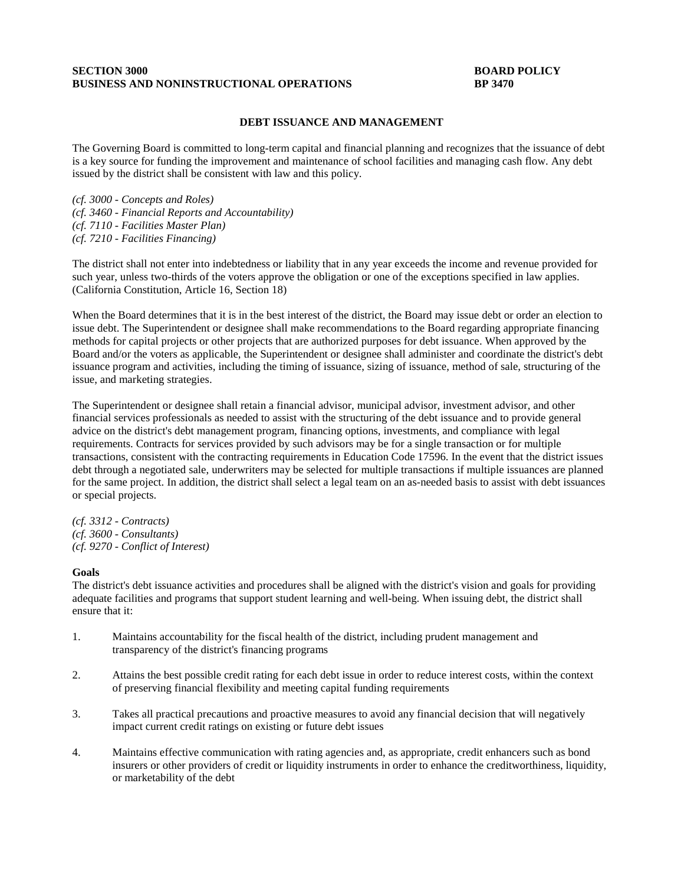**SECTION 3000** **BOARD POLICY**
**BUSINESS AND NONINSTRUCTIONAL OPERATIONS** **BP 3470**

## DEBT ISSUANCE AND MANAGEMENT

The Governing Board is committed to long-term capital and financial planning and recognizes that the issuance of debt is a key source for funding the improvement and maintenance of school facilities and managing cash flow. Any debt issued by the district shall be consistent with law and this policy.

*(cf. 3000 - Concepts and Roles)*
*(cf. 3460 - Financial Reports and Accountability)*
*(cf. 7110 - Facilities Master Plan)*
*(cf. 7210 - Facilities Financing)*

The district shall not enter into indebtedness or liability that in any year exceeds the income and revenue provided for such year, unless two-thirds of the voters approve the obligation or one of the exceptions specified in law applies. (California Constitution, Article 16, Section 18)

When the Board determines that it is in the best interest of the district, the Board may issue debt or order an election to issue debt. The Superintendent or designee shall make recommendations to the Board regarding appropriate financing methods for capital projects or other projects that are authorized purposes for debt issuance. When approved by the Board and/or the voters as applicable, the Superintendent or designee shall administer and coordinate the district's debt issuance program and activities, including the timing of issuance, sizing of issuance, method of sale, structuring of the issue, and marketing strategies.

The Superintendent or designee shall retain a financial advisor, municipal advisor, investment advisor, and other financial services professionals as needed to assist with the structuring of the debt issuance and to provide general advice on the district's debt management program, financing options, investments, and compliance with legal requirements. Contracts for services provided by such advisors may be for a single transaction or for multiple transactions, consistent with the contracting requirements in Education Code 17596. In the event that the district issues debt through a negotiated sale, underwriters may be selected for multiple transactions if multiple issuances are planned for the same project. In addition, the district shall select a legal team on an as-needed basis to assist with debt issuances or special projects.

*(cf. 3312 - Contracts)*
*(cf. 3600 - Consultants)*
*(cf. 9270 - Conflict of Interest)*

**Goals**

The district's debt issuance activities and procedures shall be aligned with the district's vision and goals for providing adequate facilities and programs that support student learning and well-being. When issuing debt, the district shall ensure that it:

1. Maintains accountability for the fiscal health of the district, including prudent management and transparency of the district's financing programs

2. Attains the best possible credit rating for each debt issue in order to reduce interest costs, within the context of preserving financial flexibility and meeting capital funding requirements

3. Takes all practical precautions and proactive measures to avoid any financial decision that will negatively impact current credit ratings on existing or future debt issues

4. Maintains effective communication with rating agencies and, as appropriate, credit enhancers such as bond insurers or other providers of credit or liquidity instruments in order to enhance the creditworthiness, liquidity, or marketability of the debt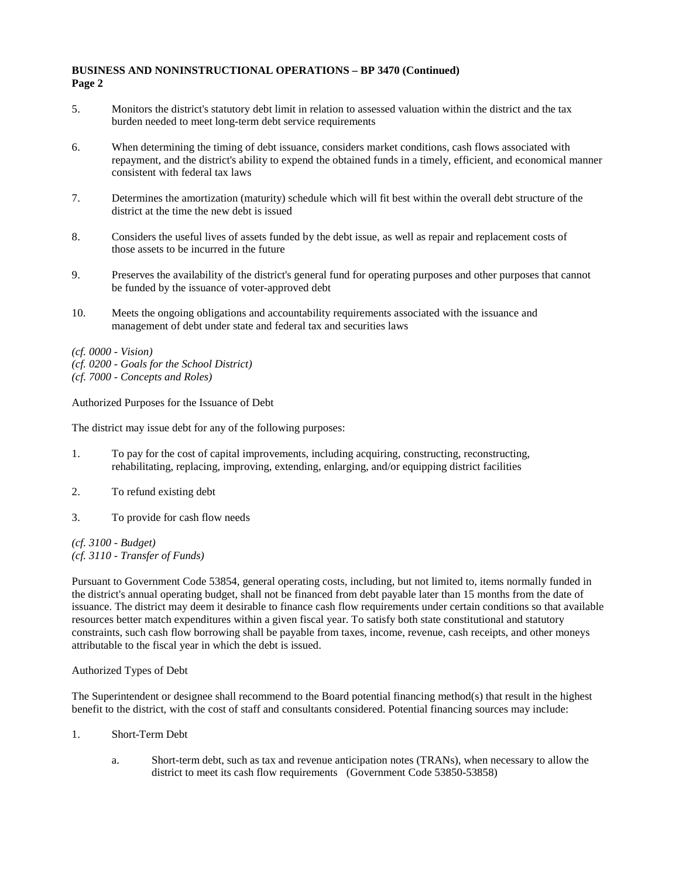5. Monitors the district's statutory debt limit in relation to assessed valuation within the district and the tax burden needed to meet long-term debt service requirements

6. When determining the timing of debt issuance, considers market conditions, cash flows associated with repayment, and the district's ability to expend the obtained funds in a timely, efficient, and economical manner consistent with federal tax laws

7. Determines the amortization (maturity) schedule which will fit best within the overall debt structure of the district at the time the new debt is issued

8. Considers the useful lives of assets funded by the debt issue, as well as repair and replacement costs of those assets to be incurred in the future

9. Preserves the availability of the district's general fund for operating purposes and other purposes that cannot be funded by the issuance of voter-approved debt

10. Meets the ongoing obligations and accountability requirements associated with the issuance and management of debt under state and federal tax and securities laws

*(cf. 0000 - Vision)*
*(cf. 0200 - Goals for the School District)*
*(cf. 7000 - Concepts and Roles)*

Authorized Purposes for the Issuance of Debt

The district may issue debt for any of the following purposes:

1. To pay for the cost of capital improvements, including acquiring, constructing, reconstructing, rehabilitating, replacing, improving, extending, enlarging, and/or equipping district facilities

2. To refund existing debt

3. To provide for cash flow needs

*(cf. 3100 - Budget)*
*(cf. 3110 - Transfer of Funds)*

Pursuant to Government Code 53854, general operating costs, including, but not limited to, items normally funded in the district's annual operating budget, shall not be financed from debt payable later than 15 months from the date of issuance. The district may deem it desirable to finance cash flow requirements under certain conditions so that available resources better match expenditures within a given fiscal year. To satisfy both state constitutional and statutory constraints, such cash flow borrowing shall be payable from taxes, income, revenue, cash receipts, and other moneys attributable to the fiscal year in which the debt is issued.

Authorized Types of Debt

The Superintendent or designee shall recommend to the Board potential financing method(s) that result in the highest benefit to the district, with the cost of staff and consultants considered. Potential financing sources may include:

1. Short-Term Debt

   a. Short-term debt, such as tax and revenue anticipation notes (TRANs), when necessary to allow the district to meet its cash flow requirements (Government Code 53850-53858)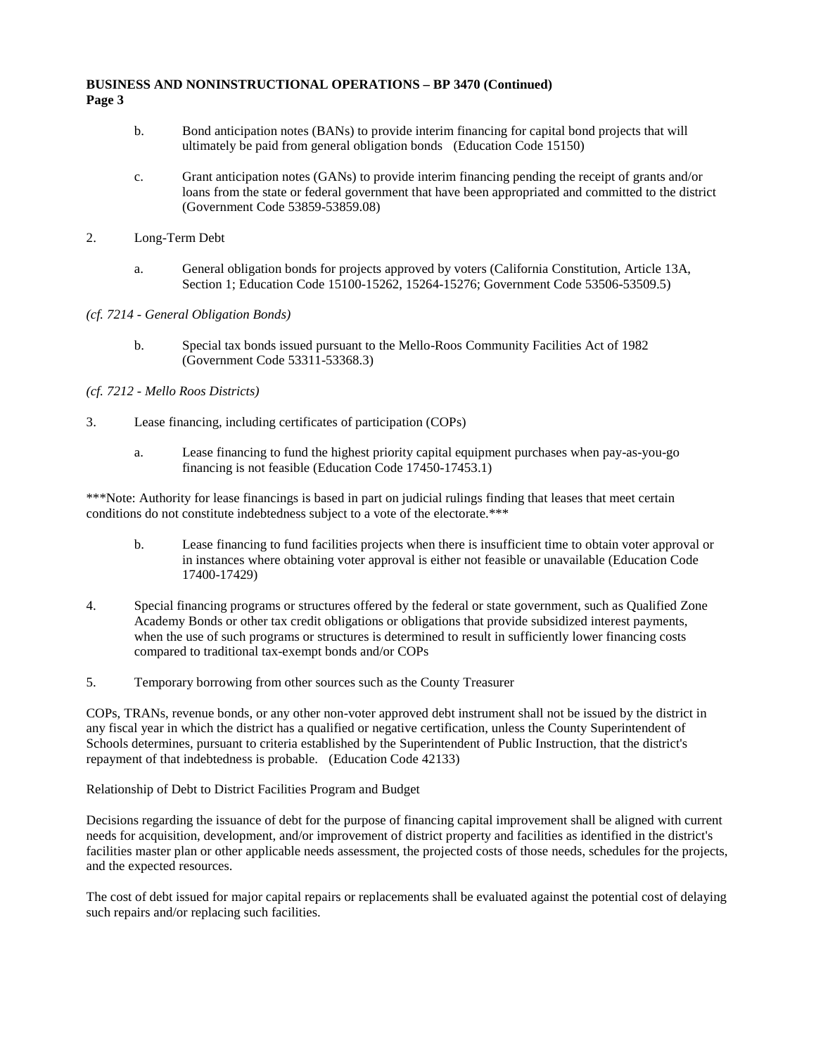b. Bond anticipation notes (BANs) to provide interim financing for capital bond projects that will ultimately be paid from general obligation bonds (Education Code 15150)

c. Grant anticipation notes (GANs) to provide interim financing pending the receipt of grants and/or loans from the state or federal government that have been appropriated and committed to the district (Government Code 53859-53859.08)

2. Long-Term Debt

a. General obligation bonds for projects approved by voters (California Constitution, Article 13A, Section 1; Education Code 15100-15262, 15264-15276; Government Code 53506-53509.5)

*(cf. 7214 - General Obligation Bonds)*

b. Special tax bonds issued pursuant to the Mello-Roos Community Facilities Act of 1982 (Government Code 53311-53368.3)

*(cf. 7212 - Mello Roos Districts)*

3. Lease financing, including certificates of participation (COPs)

a. Lease financing to fund the highest priority capital equipment purchases when pay-as-you-go financing is not feasible (Education Code 17450-17453.1)

***Note: Authority for lease financings is based in part on judicial rulings finding that leases that meet certain conditions do not constitute indebtedness subject to a vote of the electorate.***

b. Lease financing to fund facilities projects when there is insufficient time to obtain voter approval or in instances where obtaining voter approval is either not feasible or unavailable (Education Code 17400-17429)

4. Special financing programs or structures offered by the federal or state government, such as Qualified Zone Academy Bonds or other tax credit obligations or obligations that provide subsidized interest payments, when the use of such programs or structures is determined to result in sufficiently lower financing costs compared to traditional tax-exempt bonds and/or COPs

5. Temporary borrowing from other sources such as the County Treasurer

COPs, TRANs, revenue bonds, or any other non-voter approved debt instrument shall not be issued by the district in any fiscal year in which the district has a qualified or negative certification, unless the County Superintendent of Schools determines, pursuant to criteria established by the Superintendent of Public Instruction, that the district's repayment of that indebtedness is probable. (Education Code 42133)

Relationship of Debt to District Facilities Program and Budget

Decisions regarding the issuance of debt for the purpose of financing capital improvement shall be aligned with current needs for acquisition, development, and/or improvement of district property and facilities as identified in the district's facilities master plan or other applicable needs assessment, the projected costs of those needs, schedules for the projects, and the expected resources.

The cost of debt issued for major capital repairs or replacements shall be evaluated against the potential cost of delaying such repairs and/or replacing such facilities.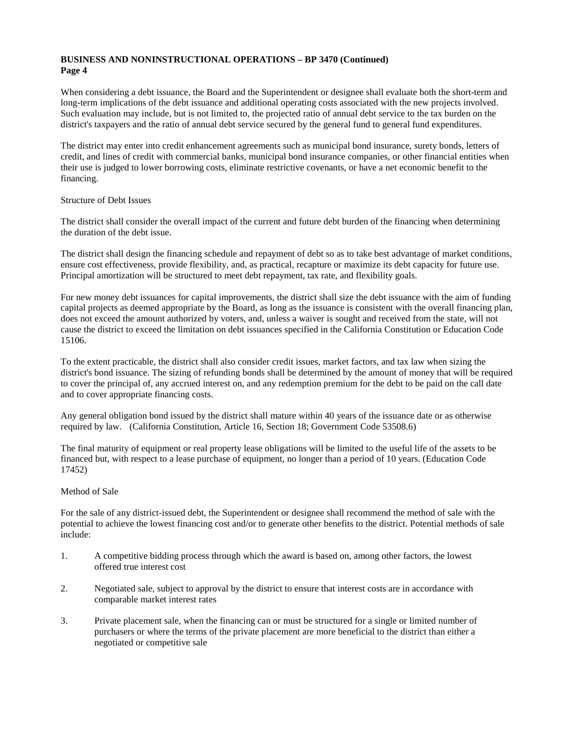When considering a debt issuance, the Board and the Superintendent or designee shall evaluate both the short-term and long-term implications of the debt issuance and additional operating costs associated with the new projects involved. Such evaluation may include, but is not limited to, the projected ratio of annual debt service to the tax burden on the district's taxpayers and the ratio of annual debt service secured by the general fund to general fund expenditures.

The district may enter into credit enhancement agreements such as municipal bond insurance, surety bonds, letters of credit, and lines of credit with commercial banks, municipal bond insurance companies, or other financial entities when their use is judged to lower borrowing costs, eliminate restrictive covenants, or have a net economic benefit to the financing.

Structure of Debt Issues

The district shall consider the overall impact of the current and future debt burden of the financing when determining the duration of the debt issue.

The district shall design the financing schedule and repayment of debt so as to take best advantage of market conditions, ensure cost effectiveness, provide flexibility, and, as practical, recapture or maximize its debt capacity for future use. Principal amortization will be structured to meet debt repayment, tax rate, and flexibility goals.

For new money debt issuances for capital improvements, the district shall size the debt issuance with the aim of funding capital projects as deemed appropriate by the Board, as long as the issuance is consistent with the overall financing plan, does not exceed the amount authorized by voters, and, unless a waiver is sought and received from the state, will not cause the district to exceed the limitation on debt issuances specified in the California Constitution or Education Code 15106.

To the extent practicable, the district shall also consider credit issues, market factors, and tax law when sizing the district's bond issuance. The sizing of refunding bonds shall be determined by the amount of money that will be required to cover the principal of, any accrued interest on, and any redemption premium for the debt to be paid on the call date and to cover appropriate financing costs.

Any general obligation bond issued by the district shall mature within 40 years of the issuance date or as otherwise required by law. (California Constitution, Article 16, Section 18; Government Code 53508.6)

The final maturity of equipment or real property lease obligations will be limited to the useful life of the assets to be financed but, with respect to a lease purchase of equipment, no longer than a period of 10 years. (Education Code 17452)

Method of Sale

For the sale of any district-issued debt, the Superintendent or designee shall recommend the method of sale with the potential to achieve the lowest financing cost and/or to generate other benefits to the district. Potential methods of sale include:

1. A competitive bidding process through which the award is based on, among other factors, the lowest offered true interest cost
2. Negotiated sale, subject to approval by the district to ensure that interest costs are in accordance with comparable market interest rates
3. Private placement sale, when the financing can or must be structured for a single or limited number of purchasers or where the terms of the private placement are more beneficial to the district than either a negotiated or competitive sale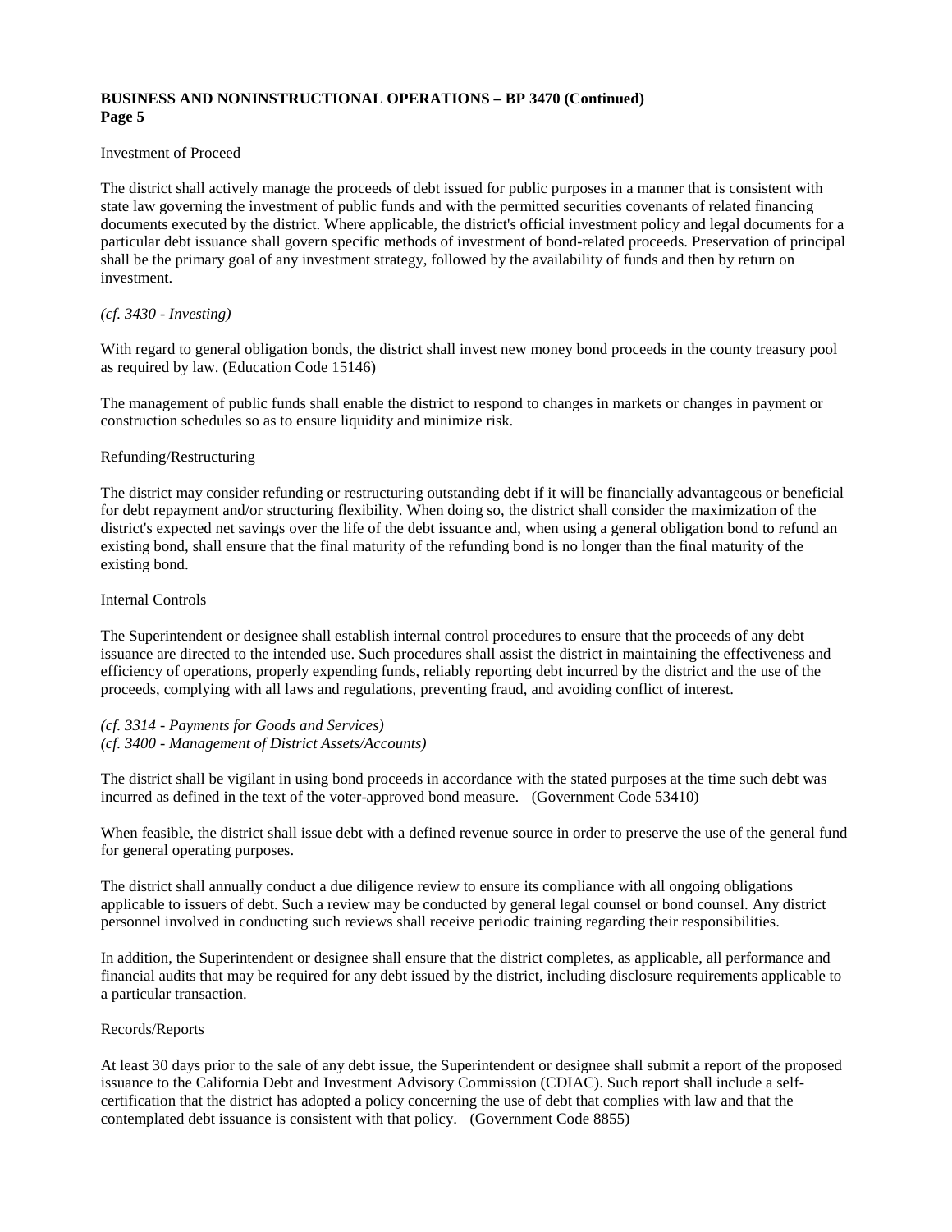Investment of Proceed

The district shall actively manage the proceeds of debt issued for public purposes in a manner that is consistent with state law governing the investment of public funds and with the permitted securities covenants of related financing documents executed by the district. Where applicable, the district's official investment policy and legal documents for a particular debt issuance shall govern specific methods of investment of bond-related proceeds. Preservation of principal shall be the primary goal of any investment strategy, followed by the availability of funds and then by return on investment.

*(cf. 3430 - Investing)*

With regard to general obligation bonds, the district shall invest new money bond proceeds in the county treasury pool as required by law. (Education Code 15146)

The management of public funds shall enable the district to respond to changes in markets or changes in payment or construction schedules so as to ensure liquidity and minimize risk.

Refunding/Restructuring

The district may consider refunding or restructuring outstanding debt if it will be financially advantageous or beneficial for debt repayment and/or structuring flexibility. When doing so, the district shall consider the maximization of the district's expected net savings over the life of the debt issuance and, when using a general obligation bond to refund an existing bond, shall ensure that the final maturity of the refunding bond is no longer than the final maturity of the existing bond.

Internal Controls

The Superintendent or designee shall establish internal control procedures to ensure that the proceeds of any debt issuance are directed to the intended use. Such procedures shall assist the district in maintaining the effectiveness and efficiency of operations, properly expending funds, reliably reporting debt incurred by the district and the use of the proceeds, complying with all laws and regulations, preventing fraud, and avoiding conflict of interest.

*(cf. 3314 - Payments for Goods and Services)*
*(cf. 3400 - Management of District Assets/Accounts)*

The district shall be vigilant in using bond proceeds in accordance with the stated purposes at the time such debt was incurred as defined in the text of the voter-approved bond measure. (Government Code 53410)

When feasible, the district shall issue debt with a defined revenue source in order to preserve the use of the general fund for general operating purposes.

The district shall annually conduct a due diligence review to ensure its compliance with all ongoing obligations applicable to issuers of debt. Such a review may be conducted by general legal counsel or bond counsel. Any district personnel involved in conducting such reviews shall receive periodic training regarding their responsibilities.

In addition, the Superintendent or designee shall ensure that the district completes, as applicable, all performance and financial audits that may be required for any debt issued by the district, including disclosure requirements applicable to a particular transaction.

Records/Reports

At least 30 days prior to the sale of any debt issue, the Superintendent or designee shall submit a report of the proposed issuance to the California Debt and Investment Advisory Commission (CDIAC). Such report shall include a self-certification that the district has adopted a policy concerning the use of debt that complies with law and that the contemplated debt issuance is consistent with that policy. (Government Code 8855)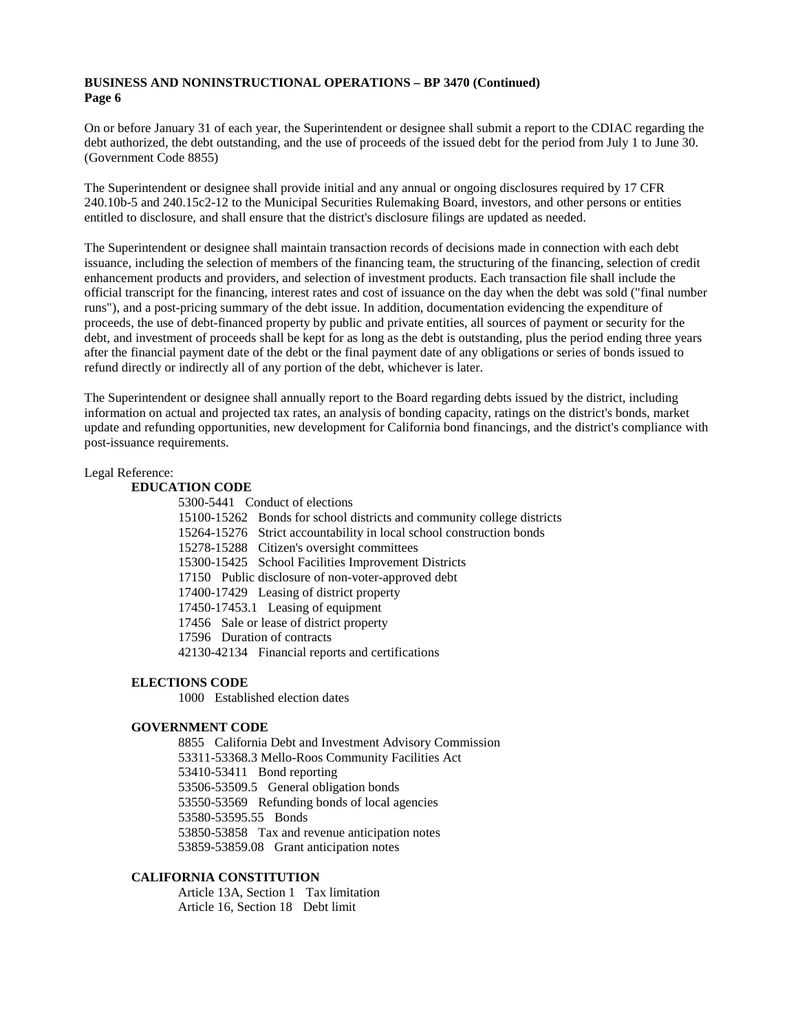On or before January 31 of each year, the Superintendent or designee shall submit a report to the CDIAC regarding the debt authorized, the debt outstanding, and the use of proceeds of the issued debt for the period from July 1 to June 30. (Government Code 8855)

The Superintendent or designee shall provide initial and any annual or ongoing disclosures required by 17 CFR 240.10b-5 and 240.15c2-12 to the Municipal Securities Rulemaking Board, investors, and other persons or entities entitled to disclosure, and shall ensure that the district's disclosure filings are updated as needed.

The Superintendent or designee shall maintain transaction records of decisions made in connection with each debt issuance, including the selection of members of the financing team, the structuring of the financing, selection of credit enhancement products and providers, and selection of investment products. Each transaction file shall include the official transcript for the financing, interest rates and cost of issuance on the day when the debt was sold ("final number runs"), and a post-pricing summary of the debt issue. In addition, documentation evidencing the expenditure of proceeds, the use of debt-financed property by public and private entities, all sources of payment or security for the debt, and investment of proceeds shall be kept for as long as the debt is outstanding, plus the period ending three years after the financial payment date of the debt or the final payment date of any obligations or series of bonds issued to refund directly or indirectly all of any portion of the debt, whichever is later.

The Superintendent or designee shall annually report to the Board regarding debts issued by the district, including information on actual and projected tax rates, an analysis of bonding capacity, ratings on the district's bonds, market update and refunding opportunities, new development for California bond financings, and the district's compliance with post-issuance requirements.

Legal Reference:

**EDUCATION CODE**

5300-5441 Conduct of elections
15100-15262 Bonds for school districts and community college districts
15264-15276 Strict accountability in local school construction bonds
15278-15288 Citizen's oversight committees
15300-15425 School Facilities Improvement Districts
17150 Public disclosure of non-voter-approved debt
17400-17429 Leasing of district property
17450-17453.1 Leasing of equipment
17456 Sale or lease of district property
17596 Duration of contracts
42130-42134 Financial reports and certifications

**ELECTIONS CODE**

1000 Established election dates

**GOVERNMENT CODE**

8855 California Debt and Investment Advisory Commission
53311-53368.3 Mello-Roos Community Facilities Act
53410-53411 Bond reporting
53506-53509.5 General obligation bonds
53550-53569 Refunding bonds of local agencies
53580-53595.55 Bonds
53850-53858 Tax and revenue anticipation notes
53859-53859.08 Grant anticipation notes

**CALIFORNIA CONSTITUTION**

Article 13A, Section 1 Tax limitation
Article 16, Section 18 Debt limit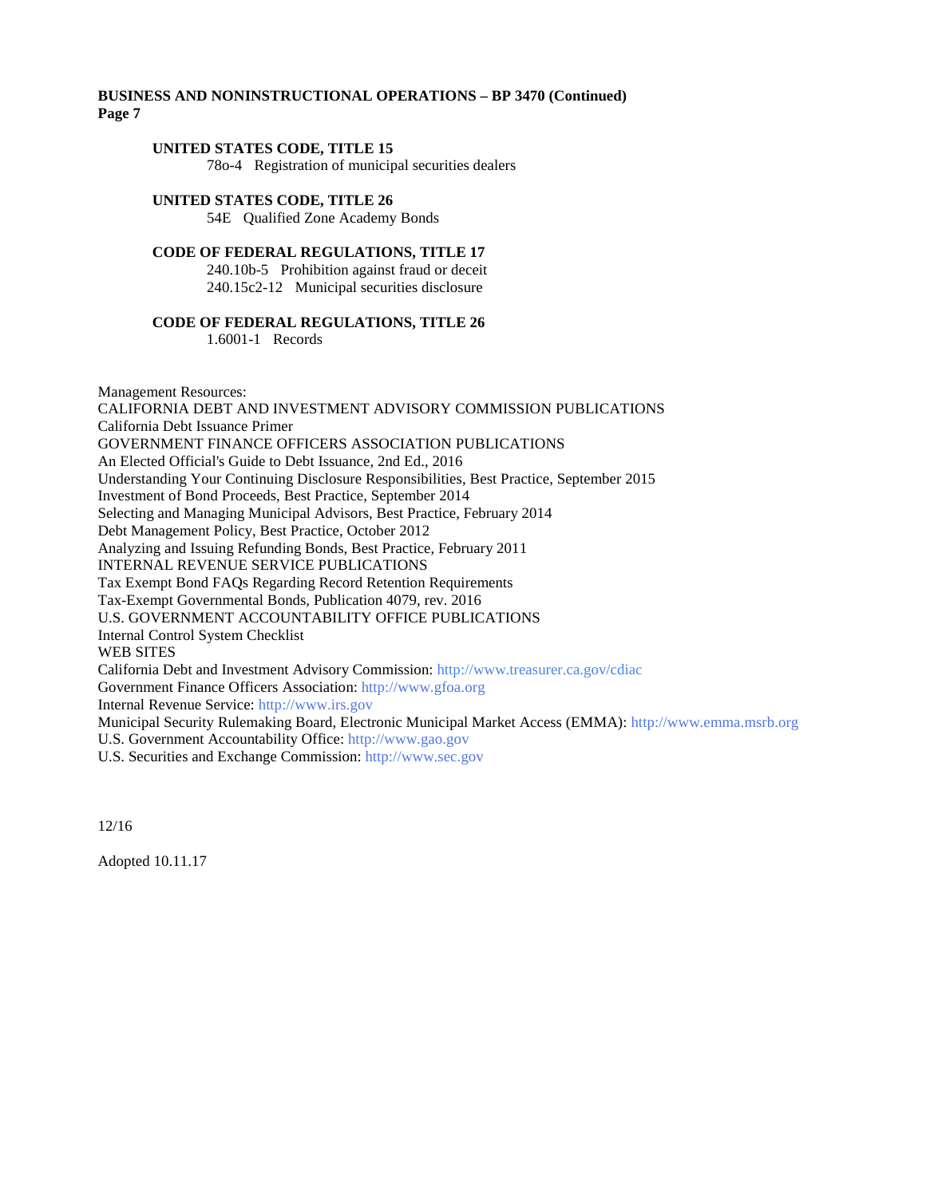**UNITED STATES CODE, TITLE 15**

78o-4 Registration of municipal securities dealers

**UNITED STATES CODE, TITLE 26**

54E Qualified Zone Academy Bonds

**CODE OF FEDERAL REGULATIONS, TITLE 17**

240.10b-5 Prohibition against fraud or deceit

240.15c2-12 Municipal securities disclosure

**CODE OF FEDERAL REGULATIONS, TITLE 26**

1.6001-1 Records

Management Resources:

CALIFORNIA DEBT AND INVESTMENT ADVISORY COMMISSION PUBLICATIONS

California Debt Issuance Primer

GOVERNMENT FINANCE OFFICERS ASSOCIATION PUBLICATIONS

An Elected Official's Guide to Debt Issuance, 2nd Ed., 2016

Understanding Your Continuing Disclosure Responsibilities, Best Practice, September 2015

Investment of Bond Proceeds, Best Practice, September 2014

Selecting and Managing Municipal Advisors, Best Practice, February 2014

Debt Management Policy, Best Practice, October 2012

Analyzing and Issuing Refunding Bonds, Best Practice, February 2011

INTERNAL REVENUE SERVICE PUBLICATIONS

Tax Exempt Bond FAQs Regarding Record Retention Requirements

Tax-Exempt Governmental Bonds, Publication 4079, rev. 2016

U.S. GOVERNMENT ACCOUNTABILITY OFFICE PUBLICATIONS

Internal Control System Checklist

WEB SITES

California Debt and Investment Advisory Commission: http://www.treasurer.ca.gov/cdiac

Government Finance Officers Association: http://www.gfoa.org

Internal Revenue Service: http://www.irs.gov

Municipal Security Rulemaking Board, Electronic Municipal Market Access (EMMA): http://www.emma.msrb.org

U.S. Government Accountability Office: http://www.gao.gov

U.S. Securities and Exchange Commission: http://www.sec.gov

12/16

Adopted 10.11.17